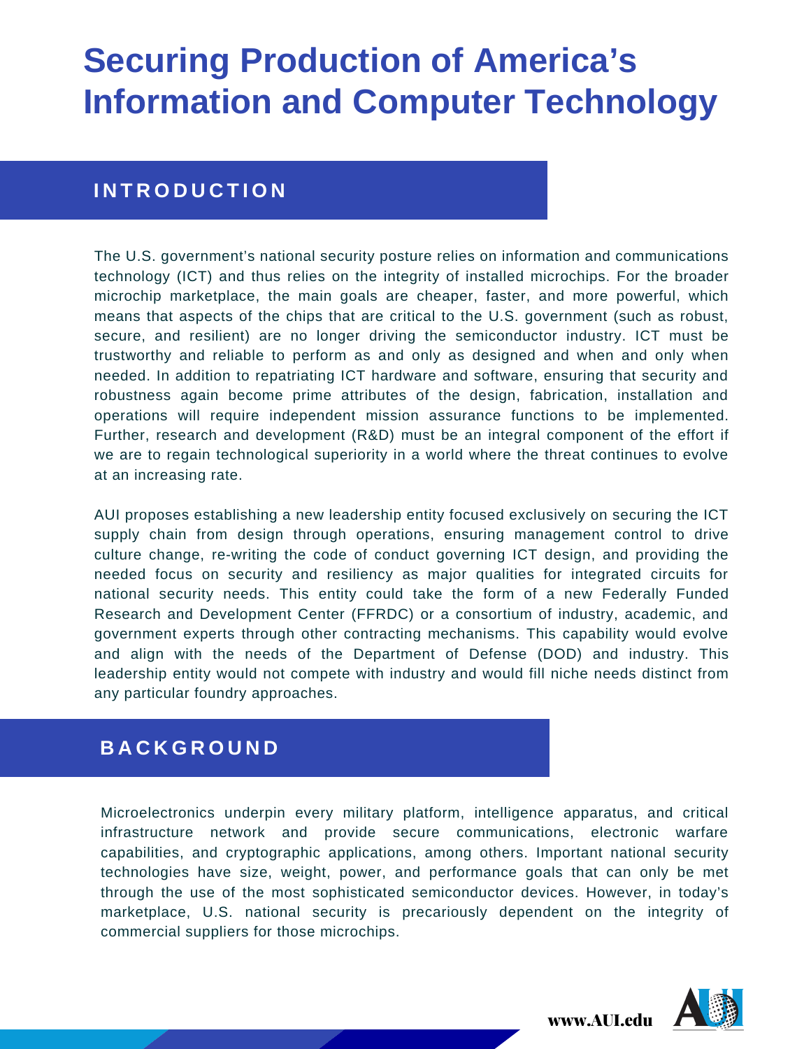# Securing Production of America's Information and Computer Technology

## INTRODUCTION

The U.S. government's national security posture relies on information and communications technology (ICT) and thus relies on the integrity of installed microchips. For the broader microchip marketplace, the main goals are cheaper, faster, and more powerful, which means that aspects of the chips that are critical to the U.S. government (such as robust, secure, and resilient) are no longer driving the semiconductor industry. ICT must be trustworthy and reliable to perform as and only as designed and when and only when needed. In addition to repatriating ICT hardware and software, ensuring that security and robustness again become prime attributes of the design, fabrication, installation and operations will require independent mission assurance functions to be implemented. Further, research and development (R&D) must be an integral component of the effort if we are to regain technological superiority in a world where the threat continues to evolve at an increasing rate.

AUI proposes establishing a new leadership entity focused exclusively on securing the ICT supply chain from design through operations, ensuring management control to drive culture change, re-writing the code of conduct governing ICT design, and providing the needed focus on security and resiliency as major qualities for integrated circuits for national security needs. This entity could take the form of a new Federally Funded Research and Development Center (FFRDC) or a consortium of industry, academic, and government experts through other contracting mechanisms. This capability would evolve and align with the needs of the Department of Defense (DOD) and industry. This leadership entity would not compete with industry and would fill niche needs distinct from any particular foundry approaches.

## BACKGROUND

Microelectronics underpin every military platform, intelligence apparatus, and critical infrastructure network and provide secure communications, electronic warfare capabilities, and cryptographic applications, among others. Important national security technologies have size, weight, power, and performance goals that can only be met through the use of the most sophisticated semiconductor devices. However, in today's marketplace, U.S. national security is precariously dependent on the integrity of commercial suppliers for those microchips.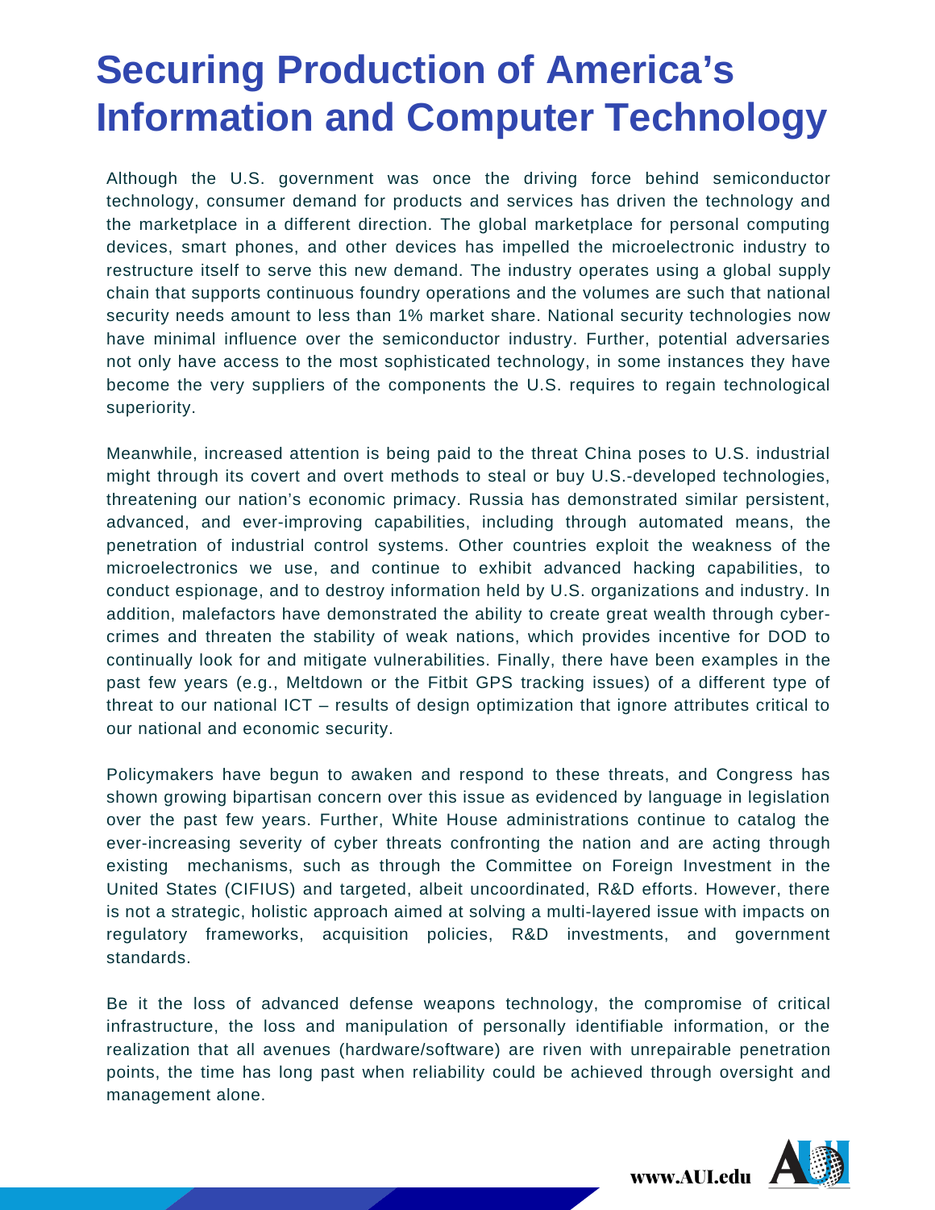# Securing Production of America's Information and Computer Technology

Although the U.S. government was once the driving force behind semiconductor technology, consumer demand for products and services has driven the technology and the marketplace in a different direction. The global marketplace for personal computing devices, smart phones, and other devices has impelled the microelectronic industry to restructure itself to serve this new demand. The industry operates using a global supply chain that supports continuous foundry operations and the volumes are such that national security needs amount to less than 1% market share. National security technologies now have minimal influence over the semiconductor industry. Further, potential adversaries not only have access to the most sophisticated technology, in some instances they have become the very suppliers of the components the U.S. requires to regain technological superiority.

Meanwhile, increased attention is being paid to the threat China poses to U.S. industrial might through its covert and overt methods to steal or buy U.S.-developed technologies, threatening our nation's economic primacy. Russia has demonstrated similar persistent, advanced, and ever-improving capabilities, including through automated means, the penetration of industrial control systems. Other countries exploit the weakness of the microelectronics we use, and continue to exhibit advanced hacking capabilities, to conduct espionage, and to destroy information held by U.S. organizations and industry. In addition, malefactors have demonstrated the ability to create great wealth through cyber-crimes and threaten the stability of weak nations, which provides incentive for DOD to continually look for and mitigate vulnerabilities. Finally, there have been examples in the past few years (e.g., Meltdown or the Fitbit GPS tracking issues) of a different type of threat to our national ICT – results of design optimization that ignore attributes critical to our national and economic security.

Policymakers have begun to awaken and respond to these threats, and Congress has shown growing bipartisan concern over this issue as evidenced by language in legislation over the past few years. Further, White House administrations continue to catalog the ever-increasing severity of cyber threats confronting the nation and are acting through existing mechanisms, such as through the Committee on Foreign Investment in the United States (CIFIUS) and targeted, albeit uncoordinated, R&D efforts. However, there is not a strategic, holistic approach aimed at solving a multi-layered issue with impacts on regulatory frameworks, acquisition policies, R&D investments, and government standards.

Be it the loss of advanced defense weapons technology, the compromise of critical infrastructure, the loss and manipulation of personally identifiable information, or the realization that all avenues (hardware/software) are riven with unrepairable penetration points, the time has long past when reliability could be achieved through oversight and management alone.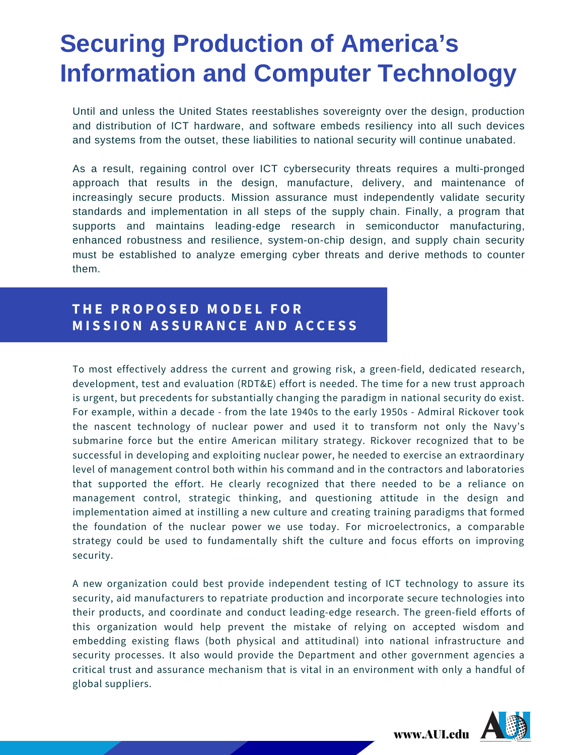# Securing Production of America's Information and Computer Technology

Until and unless the United States reestablishes sovereignty over the design, production and distribution of ICT hardware, and software embeds resiliency into all such devices and systems from the outset, these liabilities to national security will continue unabated.

As a result, regaining control over ICT cybersecurity threats requires a multi-pronged approach that results in the design, manufacture, delivery, and maintenance of increasingly secure products. Mission assurance must independently validate security standards and implementation in all steps of the supply chain. Finally, a program that supports and maintains leading-edge research in semiconductor manufacturing, enhanced robustness and resilience, system-on-chip design, and supply chain security must be established to analyze emerging cyber threats and derive methods to counter them.

## THE PROPOSED MODEL FOR MISSION ASSURANCE AND ACCESS

To most effectively address the current and growing risk, a green-field, dedicated research, development, test and evaluation (RDT&E) effort is needed. The time for a new trust approach is urgent, but precedents for substantially changing the paradigm in national security do exist. For example, within a decade - from the late 1940s to the early 1950s - Admiral Rickover took the nascent technology of nuclear power and used it to transform not only the Navy's submarine force but the entire American military strategy. Rickover recognized that to be successful in developing and exploiting nuclear power, he needed to exercise an extraordinary level of management control both within his command and in the contractors and laboratories that supported the effort. He clearly recognized that there needed to be a reliance on management control, strategic thinking, and questioning attitude in the design and implementation aimed at instilling a new culture and creating training paradigms that formed the foundation of the nuclear power we use today. For microelectronics, a comparable strategy could be used to fundamentally shift the culture and focus efforts on improving security.

A new organization could best provide independent testing of ICT technology to assure its security, aid manufacturers to repatriate production and incorporate secure technologies into their products, and coordinate and conduct leading-edge research. The green-field efforts of this organization would help prevent the mistake of relying on accepted wisdom and embedding existing flaws (both physical and attitudinal) into national infrastructure and security processes. It also would provide the Department and other government agencies a critical trust and assurance mechanism that is vital in an environment with only a handful of global suppliers.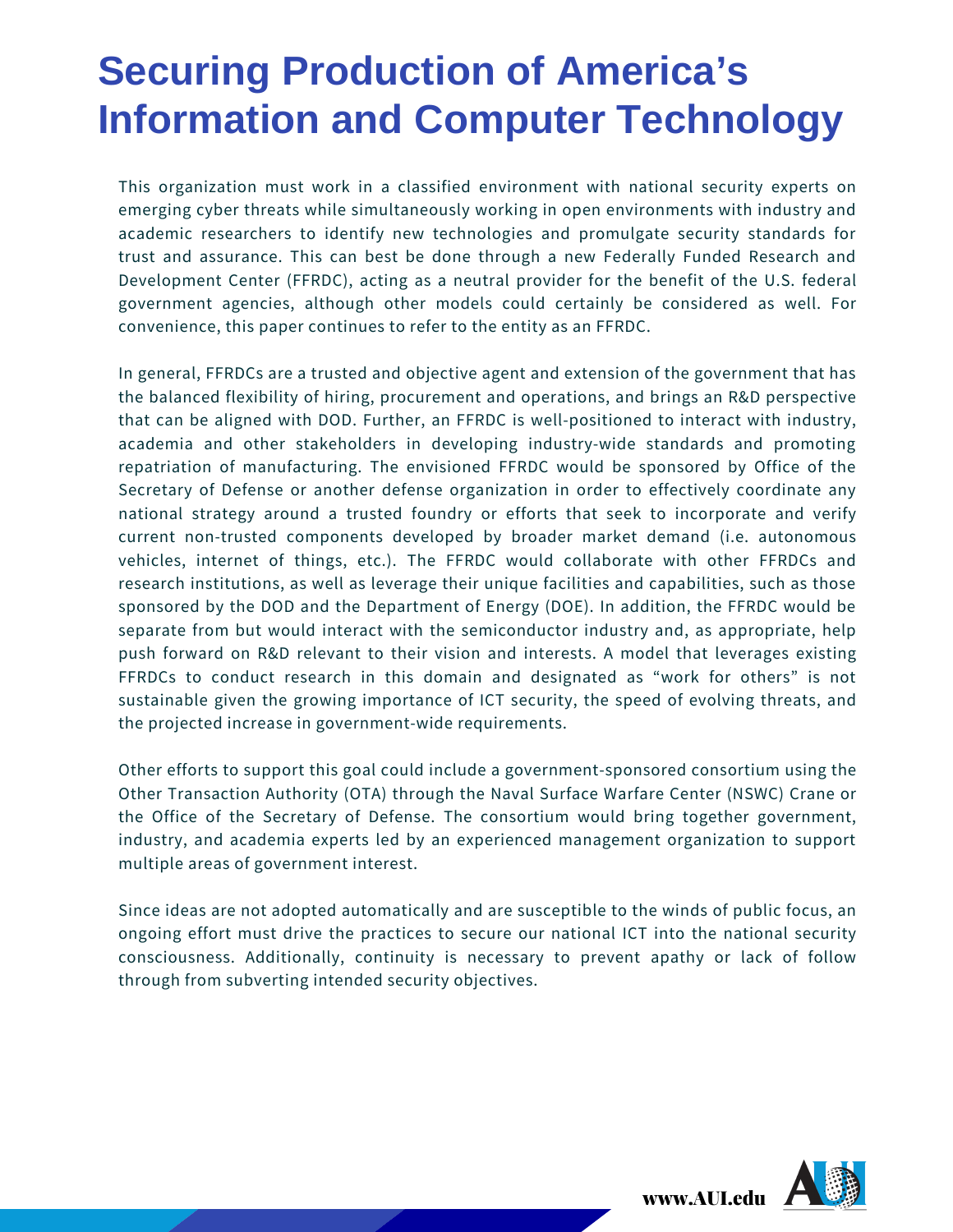# Securing Production of America's Information and Computer Technology

This organization must work in a classified environment with national security experts on emerging cyber threats while simultaneously working in open environments with industry and academic researchers to identify new technologies and promulgate security standards for trust and assurance. This can best be done through a new Federally Funded Research and Development Center (FFRDC), acting as a neutral provider for the benefit of the U.S. federal government agencies, although other models could certainly be considered as well. For convenience, this paper continues to refer to the entity as an FFRDC.

In general, FFRDCs are a trusted and objective agent and extension of the government that has the balanced flexibility of hiring, procurement and operations, and brings an R&D perspective that can be aligned with DOD. Further, an FFRDC is well-positioned to interact with industry, academia and other stakeholders in developing industry-wide standards and promoting repatriation of manufacturing. The envisioned FFRDC would be sponsored by Office of the Secretary of Defense or another defense organization in order to effectively coordinate any national strategy around a trusted foundry or efforts that seek to incorporate and verify current non-trusted components developed by broader market demand (i.e. autonomous vehicles, internet of things, etc.). The FFRDC would collaborate with other FFRDCs and research institutions, as well as leverage their unique facilities and capabilities, such as those sponsored by the DOD and the Department of Energy (DOE). In addition, the FFRDC would be separate from but would interact with the semiconductor industry and, as appropriate, help push forward on R&D relevant to their vision and interests. A model that leverages existing FFRDCs to conduct research in this domain and designated as "work for others" is not sustainable given the growing importance of ICT security, the speed of evolving threats, and the projected increase in government-wide requirements.

Other efforts to support this goal could include a government-sponsored consortium using the Other Transaction Authority (OTA) through the Naval Surface Warfare Center (NSWC) Crane or the Office of the Secretary of Defense. The consortium would bring together government, industry, and academia experts led by an experienced management organization to support multiple areas of government interest.

Since ideas are not adopted automatically and are susceptible to the winds of public focus, an ongoing effort must drive the practices to secure our national ICT into the national security consciousness. Additionally, continuity is necessary to prevent apathy or lack of follow through from subverting intended security objectives.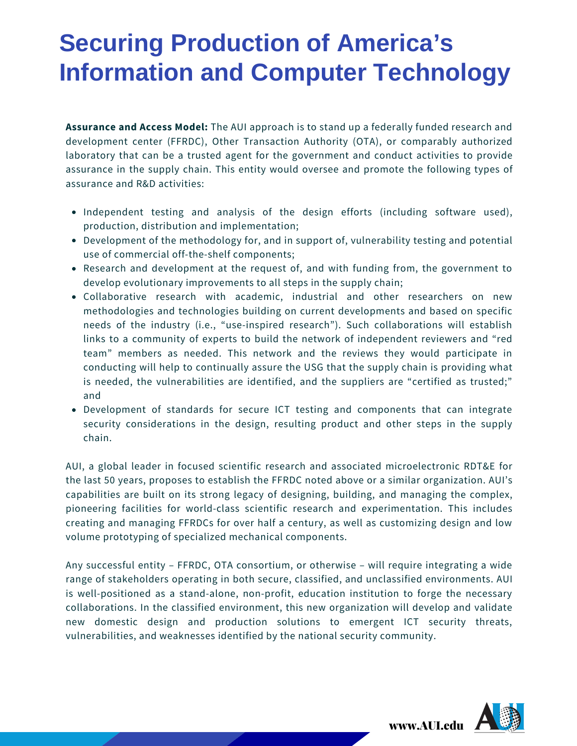# Securing Production of America's Information and Computer Technology

**Assurance and Access Model:** The AUI approach is to stand up a federally funded research and development center (FFRDC), Other Transaction Authority (OTA), or comparably authorized laboratory that can be a trusted agent for the government and conduct activities to provide assurance in the supply chain. This entity would oversee and promote the following types of assurance and R&D activities:

- Independent testing and analysis of the design efforts (including software used), production, distribution and implementation;
- Development of the methodology for, and in support of, vulnerability testing and potential use of commercial off-the-shelf components;
- Research and development at the request of, and with funding from, the government to develop evolutionary improvements to all steps in the supply chain;
- Collaborative research with academic, industrial and other researchers on new methodologies and technologies building on current developments and based on specific needs of the industry (i.e., "use-inspired research"). Such collaborations will establish links to a community of experts to build the network of independent reviewers and "red team" members as needed. This network and the reviews they would participate in conducting will help to continually assure the USG that the supply chain is providing what is needed, the vulnerabilities are identified, and the suppliers are "certified as trusted;" and
- Development of standards for secure ICT testing and components that can integrate security considerations in the design, resulting product and other steps in the supply chain.

AUI, a global leader in focused scientific research and associated microelectronic RDT&E for the last 50 years, proposes to establish the FFRDC noted above or a similar organization. AUI's capabilities are built on its strong legacy of designing, building, and managing the complex, pioneering facilities for world-class scientific research and experimentation. This includes creating and managing FFRDCs for over half a century, as well as customizing design and low volume prototyping of specialized mechanical components.

Any successful entity – FFRDC, OTA consortium, or otherwise – will require integrating a wide range of stakeholders operating in both secure, classified, and unclassified environments. AUI is well-positioned as a stand-alone, non-profit, education institution to forge the necessary collaborations. In the classified environment, this new organization will develop and validate new domestic design and production solutions to emergent ICT security threats, vulnerabilities, and weaknesses identified by the national security community.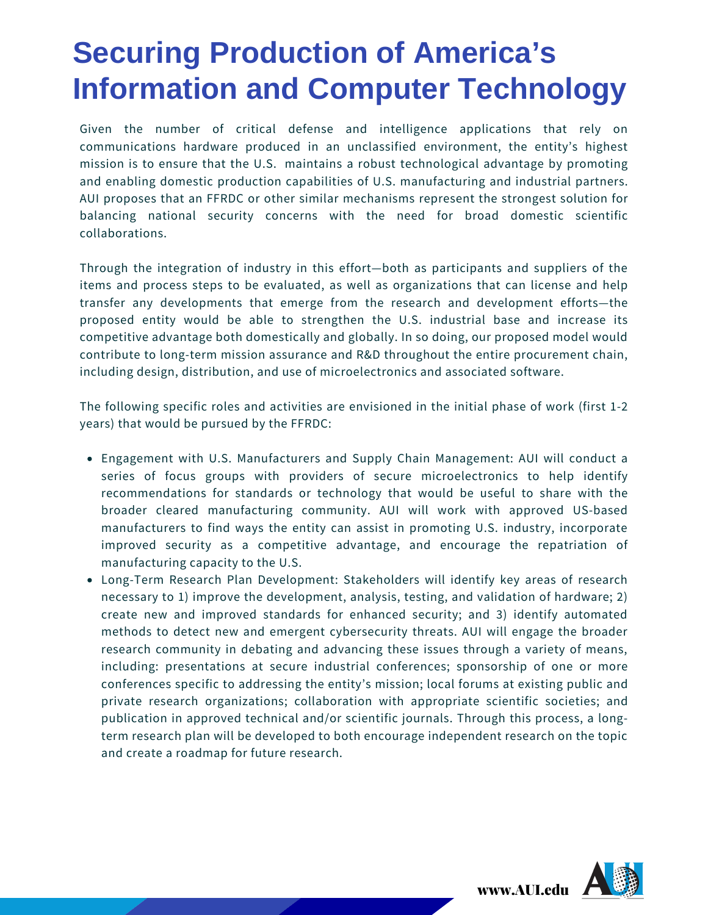# Securing Production of America's Information and Computer Technology

Given the number of critical defense and intelligence applications that rely on communications hardware produced in an unclassified environment, the entity's highest mission is to ensure that the U.S. maintains a robust technological advantage by promoting and enabling domestic production capabilities of U.S. manufacturing and industrial partners. AUI proposes that an FFRDC or other similar mechanisms represent the strongest solution for balancing national security concerns with the need for broad domestic scientific collaborations.

Through the integration of industry in this effort—both as participants and suppliers of the items and process steps to be evaluated, as well as organizations that can license and help transfer any developments that emerge from the research and development efforts—the proposed entity would be able to strengthen the U.S. industrial base and increase its competitive advantage both domestically and globally. In so doing, our proposed model would contribute to long-term mission assurance and R&D throughout the entire procurement chain, including design, distribution, and use of microelectronics and associated software.

The following specific roles and activities are envisioned in the initial phase of work (first 1-2 years) that would be pursued by the FFRDC:

- Engagement with U.S. Manufacturers and Supply Chain Management: AUI will conduct a series of focus groups with providers of secure microelectronics to help identify recommendations for standards or technology that would be useful to share with the broader cleared manufacturing community. AUI will work with approved US-based manufacturers to find ways the entity can assist in promoting U.S. industry, incorporate improved security as a competitive advantage, and encourage the repatriation of manufacturing capacity to the U.S.
- Long-Term Research Plan Development: Stakeholders will identify key areas of research necessary to 1) improve the development, analysis, testing, and validation of hardware; 2) create new and improved standards for enhanced security; and 3) identify automated methods to detect new and emergent cybersecurity threats. AUI will engage the broader research community in debating and advancing these issues through a variety of means, including: presentations at secure industrial conferences; sponsorship of one or more conferences specific to addressing the entity's mission; local forums at existing public and private research organizations; collaboration with appropriate scientific societies; and publication in approved technical and/or scientific journals. Through this process, a long-term research plan will be developed to both encourage independent research on the topic and create a roadmap for future research.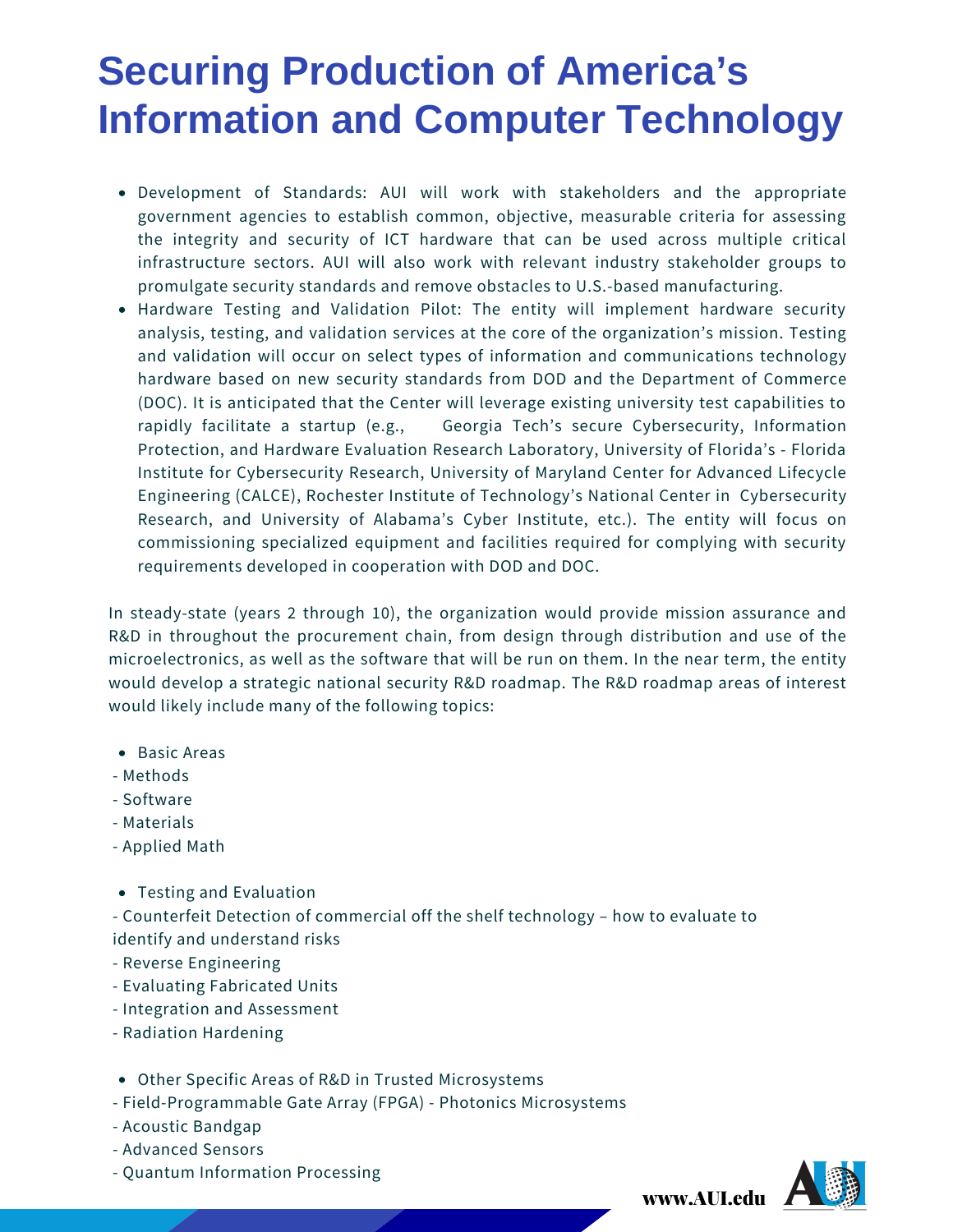# Securing Production of America's Information and Computer Technology

- Development of Standards: AUI will work with stakeholders and the appropriate government agencies to establish common, objective, measurable criteria for assessing the integrity and security of ICT hardware that can be used across multiple critical infrastructure sectors. AUI will also work with relevant industry stakeholder groups to promulgate security standards and remove obstacles to U.S.-based manufacturing.
- Hardware Testing and Validation Pilot: The entity will implement hardware security analysis, testing, and validation services at the core of the organization's mission. Testing and validation will occur on select types of information and communications technology hardware based on new security standards from DOD and the Department of Commerce (DOC). It is anticipated that the Center will leverage existing university test capabilities to rapidly facilitate a startup (e.g., Georgia Tech's secure Cybersecurity, Information Protection, and Hardware Evaluation Research Laboratory, University of Florida's - Florida Institute for Cybersecurity Research, University of Maryland Center for Advanced Lifecycle Engineering (CALCE), Rochester Institute of Technology's National Center in Cybersecurity Research, and University of Alabama's Cyber Institute, etc.). The entity will focus on commissioning specialized equipment and facilities required for complying with security requirements developed in cooperation with DOD and DOC.

In steady-state (years 2 through 10), the organization would provide mission assurance and R&D in throughout the procurement chain, from design through distribution and use of the microelectronics, as well as the software that will be run on them. In the near term, the entity would develop a strategic national security R&D roadmap. The R&D roadmap areas of interest would likely include many of the following topics:

- Basic Areas

- Methods
- Software
- Materials
- Applied Math

- Testing and Evaluation

- Counterfeit Detection of commercial off the shelf technology – how to evaluate to identify and understand risks
- Reverse Engineering
- Evaluating Fabricated Units
- Integration and Assessment
- Radiation Hardening

- Other Specific Areas of R&D in Trusted Microsystems

- Field-Programmable Gate Array (FPGA) - Photonics Microsystems
- Acoustic Bandgap
- Advanced Sensors
- Quantum Information Processing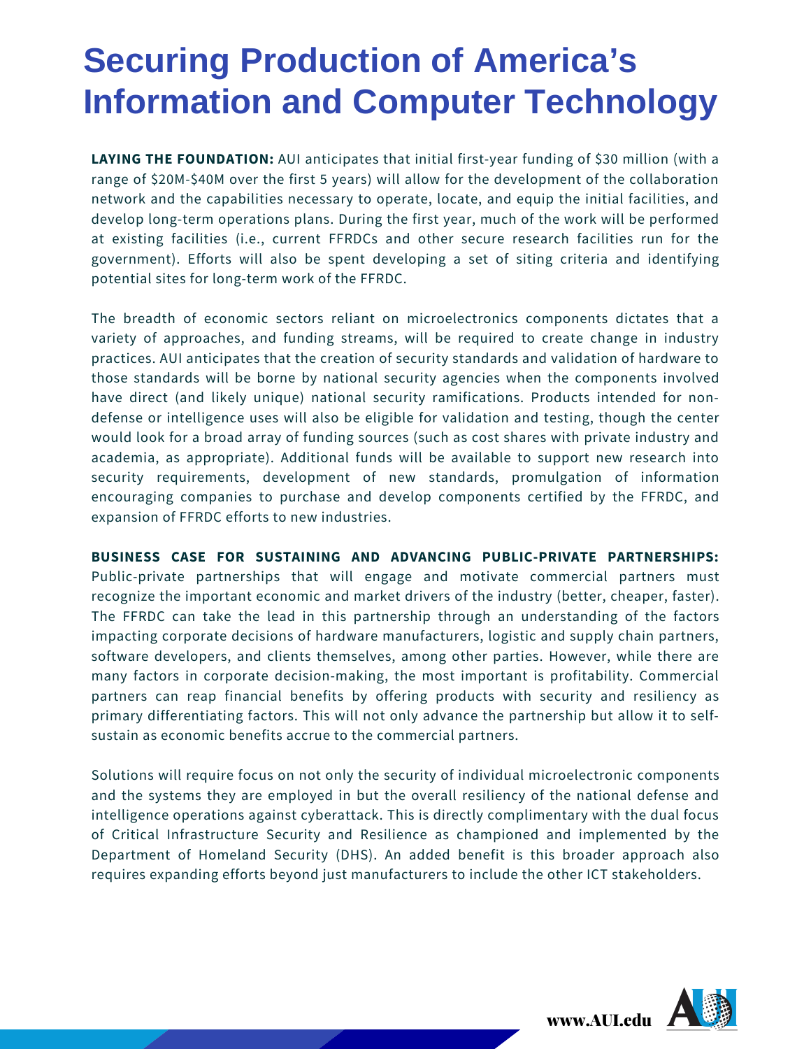# Securing Production of America's Information and Computer Technology

**LAYING THE FOUNDATION:** AUI anticipates that initial first-year funding of $30 million (with a range of $20M-$40M over the first 5 years) will allow for the development of the collaboration network and the capabilities necessary to operate, locate, and equip the initial facilities, and develop long-term operations plans. During the first year, much of the work will be performed at existing facilities (i.e., current FFRDCs and other secure research facilities run for the government). Efforts will also be spent developing a set of siting criteria and identifying potential sites for long-term work of the FFRDC.

The breadth of economic sectors reliant on microelectronics components dictates that a variety of approaches, and funding streams, will be required to create change in industry practices. AUI anticipates that the creation of security standards and validation of hardware to those standards will be borne by national security agencies when the components involved have direct (and likely unique) national security ramifications. Products intended for non-defense or intelligence uses will also be eligible for validation and testing, though the center would look for a broad array of funding sources (such as cost shares with private industry and academia, as appropriate). Additional funds will be available to support new research into security requirements, development of new standards, promulgation of information encouraging companies to purchase and develop components certified by the FFRDC, and expansion of FFRDC efforts to new industries.

**BUSINESS CASE FOR SUSTAINING AND ADVANCING PUBLIC-PRIVATE PARTNERSHIPS:** Public-private partnerships that will engage and motivate commercial partners must recognize the important economic and market drivers of the industry (better, cheaper, faster). The FFRDC can take the lead in this partnership through an understanding of the factors impacting corporate decisions of hardware manufacturers, logistic and supply chain partners, software developers, and clients themselves, among other parties. However, while there are many factors in corporate decision-making, the most important is profitability. Commercial partners can reap financial benefits by offering products with security and resiliency as primary differentiating factors. This will not only advance the partnership but allow it to self-sustain as economic benefits accrue to the commercial partners.

Solutions will require focus on not only the security of individual microelectronic components and the systems they are employed in but the overall resiliency of the national defense and intelligence operations against cyberattack. This is directly complimentary with the dual focus of Critical Infrastructure Security and Resilience as championed and implemented by the Department of Homeland Security (DHS). An added benefit is this broader approach also requires expanding efforts beyond just manufacturers to include the other ICT stakeholders.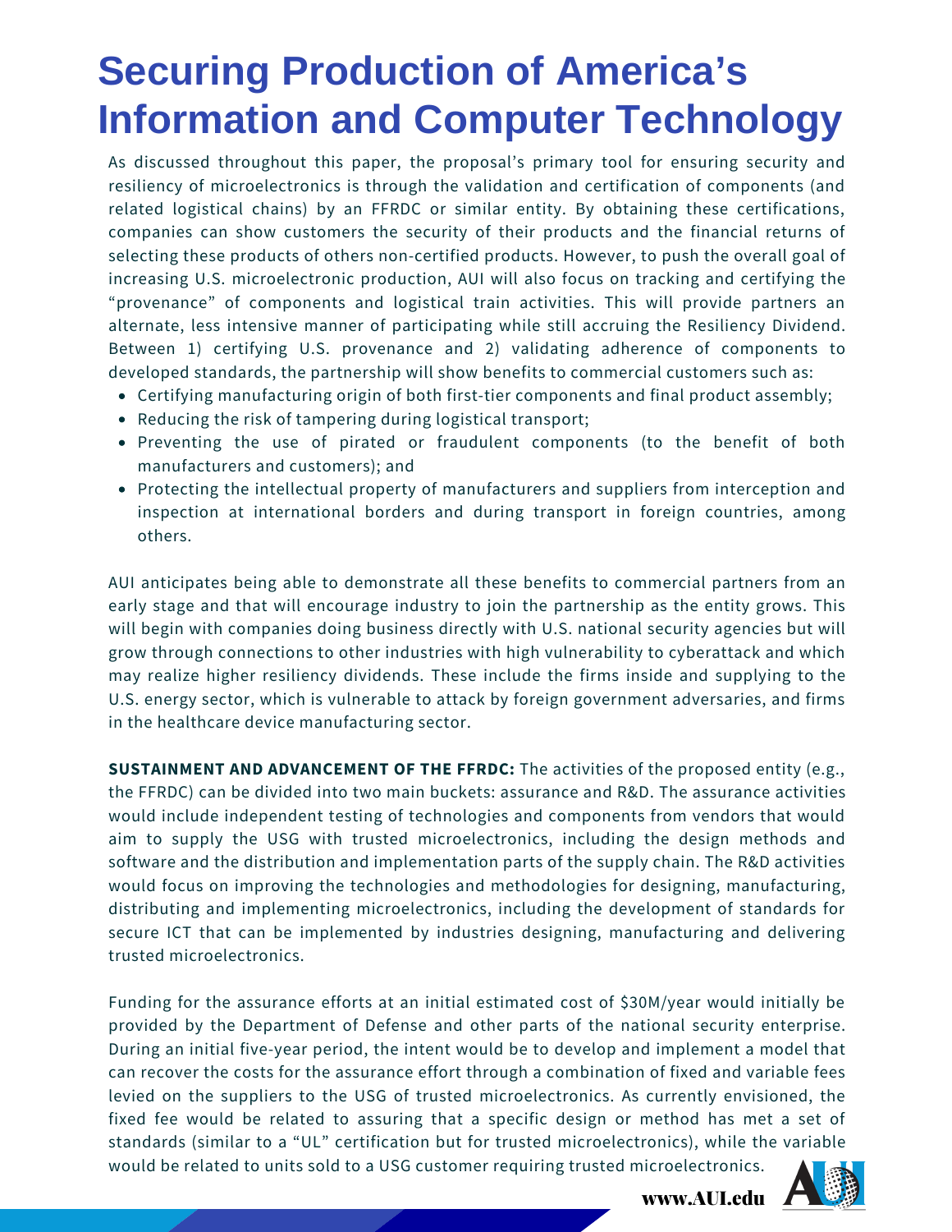# Securing Production of America's Information and Computer Technology

As discussed throughout this paper, the proposal's primary tool for ensuring security and resiliency of microelectronics is through the validation and certification of components (and related logistical chains) by an FFRDC or similar entity. By obtaining these certifications, companies can show customers the security of their products and the financial returns of selecting these products of others non-certified products. However, to push the overall goal of increasing U.S. microelectronic production, AUI will also focus on tracking and certifying the "provenance" of components and logistical train activities. This will provide partners an alternate, less intensive manner of participating while still accruing the Resiliency Dividend. Between 1) certifying U.S. provenance and 2) validating adherence of components to developed standards, the partnership will show benefits to commercial customers such as:

- Certifying manufacturing origin of both first-tier components and final product assembly;
- Reducing the risk of tampering during logistical transport;
- Preventing the use of pirated or fraudulent components (to the benefit of both manufacturers and customers); and
- Protecting the intellectual property of manufacturers and suppliers from interception and inspection at international borders and during transport in foreign countries, among others.

AUI anticipates being able to demonstrate all these benefits to commercial partners from an early stage and that will encourage industry to join the partnership as the entity grows. This will begin with companies doing business directly with U.S. national security agencies but will grow through connections to other industries with high vulnerability to cyberattack and which may realize higher resiliency dividends. These include the firms inside and supplying to the U.S. energy sector, which is vulnerable to attack by foreign government adversaries, and firms in the healthcare device manufacturing sector.

**SUSTAINMENT AND ADVANCEMENT OF THE FFRDC:** The activities of the proposed entity (e.g., the FFRDC) can be divided into two main buckets: assurance and R&D. The assurance activities would include independent testing of technologies and components from vendors that would aim to supply the USG with trusted microelectronics, including the design methods and software and the distribution and implementation parts of the supply chain. The R&D activities would focus on improving the technologies and methodologies for designing, manufacturing, distributing and implementing microelectronics, including the development of standards for secure ICT that can be implemented by industries designing, manufacturing and delivering trusted microelectronics.

Funding for the assurance efforts at an initial estimated cost of $30M/year would initially be provided by the Department of Defense and other parts of the national security enterprise. During an initial five-year period, the intent would be to develop and implement a model that can recover the costs for the assurance effort through a combination of fixed and variable fees levied on the suppliers to the USG of trusted microelectronics. As currently envisioned, the fixed fee would be related to assuring that a specific design or method has met a set of standards (similar to a "UL" certification but for trusted microelectronics), while the variable would be related to units sold to a USG customer requiring trusted microelectronics.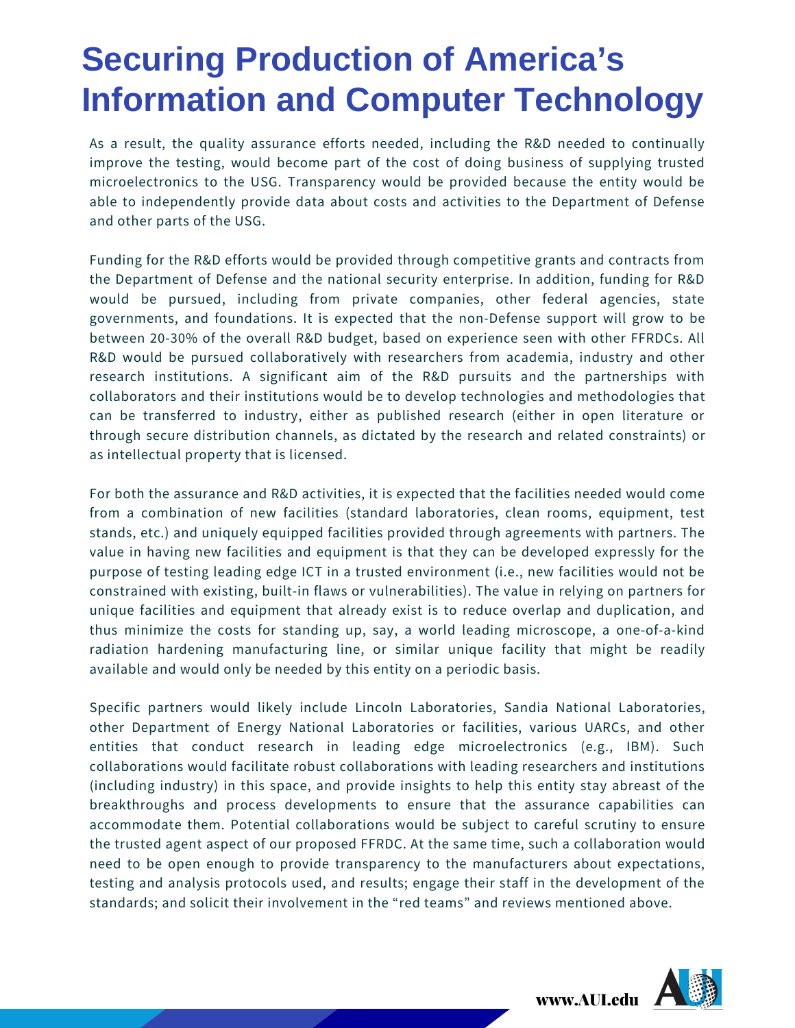# Securing Production of America's Information and Computer Technology

As a result, the quality assurance efforts needed, including the R&D needed to continually improve the testing, would become part of the cost of doing business of supplying trusted microelectronics to the USG. Transparency would be provided because the entity would be able to independently provide data about costs and activities to the Department of Defense and other parts of the USG.

Funding for the R&D efforts would be provided through competitive grants and contracts from the Department of Defense and the national security enterprise. In addition, funding for R&D would be pursued, including from private companies, other federal agencies, state governments, and foundations. It is expected that the non-Defense support will grow to be between 20-30% of the overall R&D budget, based on experience seen with other FFRDCs. All R&D would be pursued collaboratively with researchers from academia, industry and other research institutions. A significant aim of the R&D pursuits and the partnerships with collaborators and their institutions would be to develop technologies and methodologies that can be transferred to industry, either as published research (either in open literature or through secure distribution channels, as dictated by the research and related constraints) or as intellectual property that is licensed.

For both the assurance and R&D activities, it is expected that the facilities needed would come from a combination of new facilities (standard laboratories, clean rooms, equipment, test stands, etc.) and uniquely equipped facilities provided through agreements with partners. The value in having new facilities and equipment is that they can be developed expressly for the purpose of testing leading edge ICT in a trusted environment (i.e., new facilities would not be constrained with existing, built-in flaws or vulnerabilities). The value in relying on partners for unique facilities and equipment that already exist is to reduce overlap and duplication, and thus minimize the costs for standing up, say, a world leading microscope, a one-of-a-kind radiation hardening manufacturing line, or similar unique facility that might be readily available and would only be needed by this entity on a periodic basis.

Specific partners would likely include Lincoln Laboratories, Sandia National Laboratories, other Department of Energy National Laboratories or facilities, various UARCs, and other entities that conduct research in leading edge microelectronics (e.g., IBM). Such collaborations would facilitate robust collaborations with leading researchers and institutions (including industry) in this space, and provide insights to help this entity stay abreast of the breakthroughs and process developments to ensure that the assurance capabilities can accommodate them. Potential collaborations would be subject to careful scrutiny to ensure the trusted agent aspect of our proposed FFRDC. At the same time, such a collaboration would need to be open enough to provide transparency to the manufacturers about expectations, testing and analysis protocols used, and results; engage their staff in the development of the standards; and solicit their involvement in the "red teams" and reviews mentioned above.

www.AUI.edu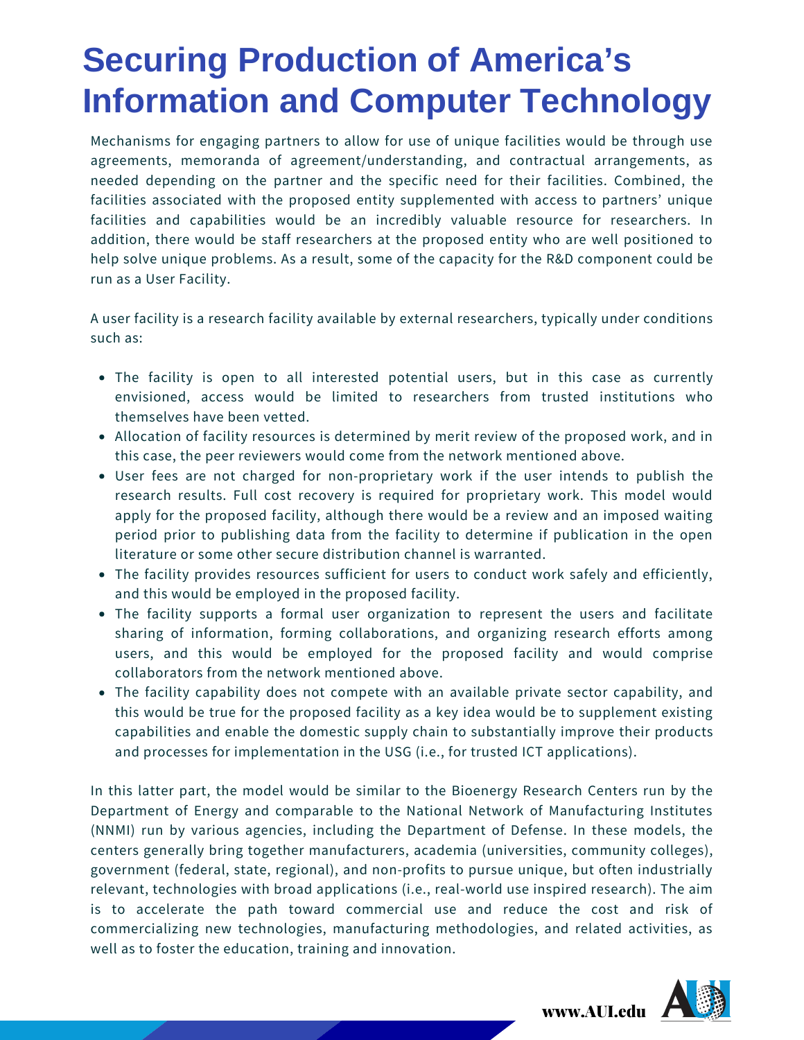# Securing Production of America's Information and Computer Technology

Mechanisms for engaging partners to allow for use of unique facilities would be through use agreements, memoranda of agreement/understanding, and contractual arrangements, as needed depending on the partner and the specific need for their facilities. Combined, the facilities associated with the proposed entity supplemented with access to partners' unique facilities and capabilities would be an incredibly valuable resource for researchers. In addition, there would be staff researchers at the proposed entity who are well positioned to help solve unique problems. As a result, some of the capacity for the R&D component could be run as a User Facility.

A user facility is a research facility available by external researchers, typically under conditions such as:

- The facility is open to all interested potential users, but in this case as currently envisioned, access would be limited to researchers from trusted institutions who themselves have been vetted.
- Allocation of facility resources is determined by merit review of the proposed work, and in this case, the peer reviewers would come from the network mentioned above.
- User fees are not charged for non-proprietary work if the user intends to publish the research results. Full cost recovery is required for proprietary work. This model would apply for the proposed facility, although there would be a review and an imposed waiting period prior to publishing data from the facility to determine if publication in the open literature or some other secure distribution channel is warranted.
- The facility provides resources sufficient for users to conduct work safely and efficiently, and this would be employed in the proposed facility.
- The facility supports a formal user organization to represent the users and facilitate sharing of information, forming collaborations, and organizing research efforts among users, and this would be employed for the proposed facility and would comprise collaborators from the network mentioned above.
- The facility capability does not compete with an available private sector capability, and this would be true for the proposed facility as a key idea would be to supplement existing capabilities and enable the domestic supply chain to substantially improve their products and processes for implementation in the USG (i.e., for trusted ICT applications).

In this latter part, the model would be similar to the Bioenergy Research Centers run by the Department of Energy and comparable to the National Network of Manufacturing Institutes (NNMI) run by various agencies, including the Department of Defense. In these models, the centers generally bring together manufacturers, academia (universities, community colleges), government (federal, state, regional), and non-profits to pursue unique, but often industrially relevant, technologies with broad applications (i.e., real-world use inspired research). The aim is to accelerate the path toward commercial use and reduce the cost and risk of commercializing new technologies, manufacturing methodologies, and related activities, as well as to foster the education, training and innovation.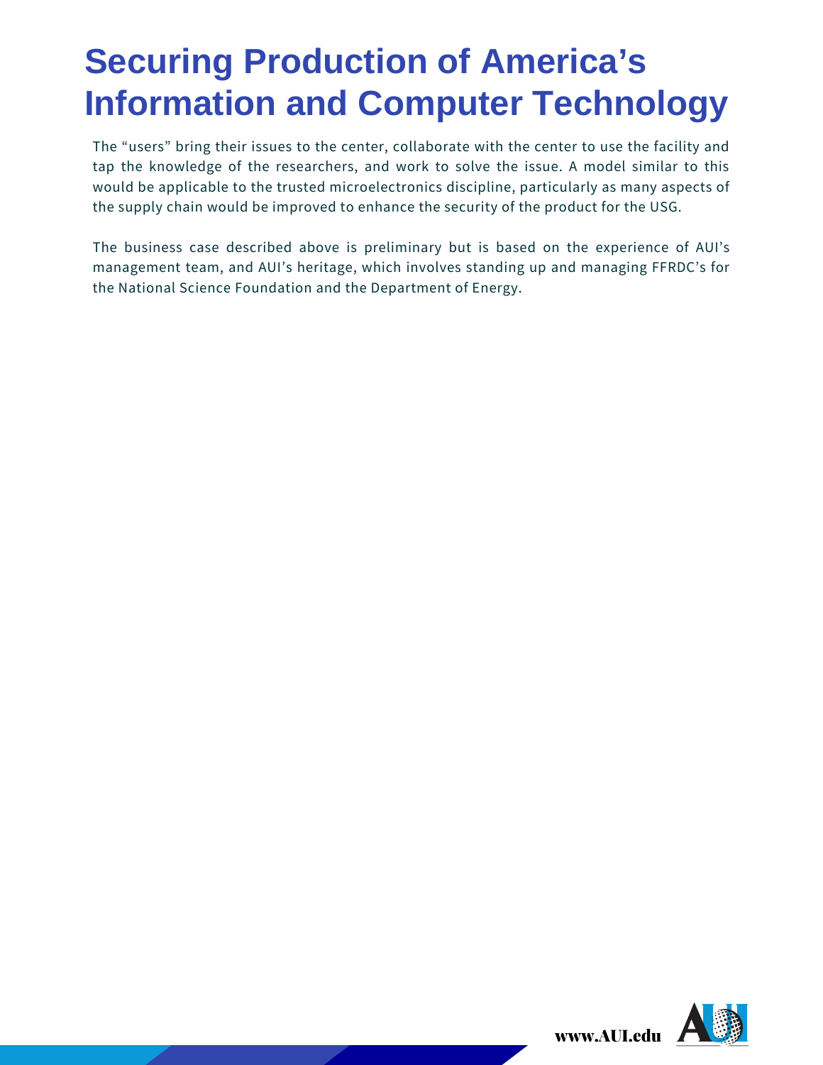# Securing Production of America's Information and Computer Technology

The "users" bring their issues to the center, collaborate with the center to use the facility and tap the knowledge of the researchers, and work to solve the issue. A model similar to this would be applicable to the trusted microelectronics discipline, particularly as many aspects of the supply chain would be improved to enhance the security of the product for the USG.

The business case described above is preliminary but is based on the experience of AUI's management team, and AUI's heritage, which involves standing up and managing FFRDC's for the National Science Foundation and the Department of Energy.